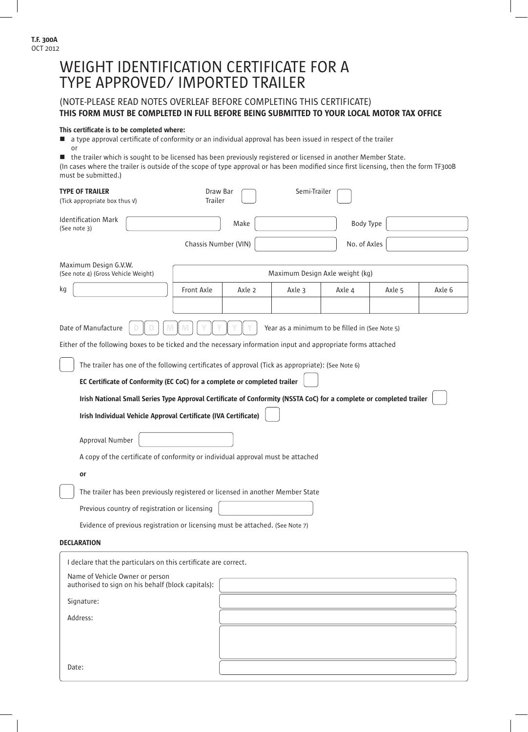**T.F. 300A**
OCT 2012

# WEIGHT IDENTIFICATION CERTIFICATE FOR A TYPE APPROVED/ IMPORTED TRAILER

## (NOTE-PLEASE READ NOTES OVERLEAF BEFORE COMPLETING THIS CERTIFICATE)

**THIS FORM MUST BE COMPLETED IN FULL BEFORE BEING SUBMITTED TO YOUR LOCAL MOTOR TAX OFFICE**

**This certificate is to be completed where:**

- a type approval certificate of conformity or an individual approval has been issued in respect of the trailer
  or
- the trailer which is sought to be licensed has been previously registered or licensed in another Member State.

(In cases where the trailer is outside of the scope of type approval or has been modified since first licensing, then the form TF300B must be submitted.)

**TYPE OF TRAILER**
(Tick appropriate box thus √)

Draw Bar Trailer ☐ Semi-Trailer ☐

Identification Mark (See note 3) ________ Make ________ Body Type ________

Chassis Number (VIN) ________ No. of Axles ________

Maximum Design G.V.W.
(See note 4) (Gross Vehicle Weight)

kg ________

| Maximum Design Axle weight (kg) | | | | | |
|---|---|---|---|---|---|
| Front Axle | Axle 2 | Axle 3 | Axle 4 | Axle 5 | Axle 6 |
| | | | | | |

Date of Manufacture D D M M Y Y Y Y Year as a minimum to be filled in (See Note 5)

Either of the following boxes to be ticked and the necessary information input and appropriate forms attached

☐ The trailer has one of the following certificates of approval (Tick as appropriate): (See Note 6)

**EC Certificate of Conformity (EC CoC) for a complete or completed trailer** ☐

**Irish National Small Series Type Approval Certificate of Conformity (NSSTA CoC) for a complete or completed trailer** ☐

**Irish Individual Vehicle Approval Certificate (IVA Certificate)** ☐

Approval Number ________

A copy of the certificate of conformity or individual approval must be attached

**or**

☐ The trailer has been previously registered or licensed in another Member State

Previous country of registration or licensing ________

Evidence of previous registration or licensing must be attached. (See Note 7)

**DECLARATION**

I declare that the particulars on this certificate are correct.

Name of Vehicle Owner or person authorised to sign on his behalf (block capitals): ________

Signature: ________

Address: ________

Date: ________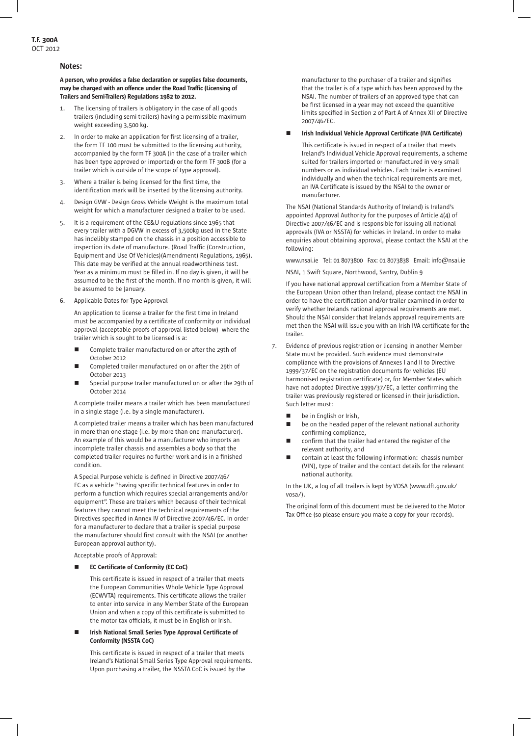**T.F. 300A**
OCT 2012

## Notes:

**A person, who provides a false declaration or supplies false documents, may be charged with an offence under the Road Traffic (Licensing of Trailers and Semi-Trailers) Regulations 1982 to 2012.**

1. The licensing of trailers is obligatory in the case of all goods trailers (including semi-trailers) having a permissible maximum weight exceeding 3,500 kg.
2. In order to make an application for first licensing of a trailer, the form TF 100 must be submitted to the licensing authority, accompanied by the form TF 300A (in the case of a trailer which has been type approved or imported) or the form TF 300B (for a trailer which is outside of the scope of type approval).
3. Where a trailer is being licensed for the first time, the identification mark will be inserted by the licensing authority.
4. Design GVW - Design Gross Vehicle Weight is the maximum total weight for which a manufacturer designed a trailer to be used.
5. It is a requirement of the CE&U regulations since 1965 that every trailer with a DGVW in excess of 3,500kg used in the State has indelibly stamped on the chassis in a position accessible to inspection its date of manufacture. (Road Traffic (Construction, Equipment and Use Of Vehicles)(Amendment) Regulations, 1965). This date may be verified at the annual roadworthiness test. Year as a minimum must be filled in. If no day is given, it will be assumed to be the first of the month. If no month is given, it will be assumed to be January.
6. Applicable Dates for Type Approval

   An application to license a trailer for the first time in Ireland must be accompanied by a certificate of conformity or individual approval (acceptable proofs of approval listed below) where the trailer which is sought to be licensed is a:

   - Complete trailer manufactured on or after the 29th of October 2012
   - Completed trailer manufactured on or after the 29th of October 2013
   - Special purpose trailer manufactured on or after the 29th of October 2014

   A complete trailer means a trailer which has been manufactured in a single stage (i.e. by a single manufacturer).

   A completed trailer means a trailer which has been manufactured in more than one stage (i.e. by more than one manufacturer). An example of this would be a manufacturer who imports an incomplete trailer chassis and assembles a body so that the completed trailer requires no further work and is in a finished condition.

   A Special Purpose vehicle is defined in Directive 2007/46/EC as a vehicle "having specific technical features in order to perform a function which requires special arrangements and/or equipment". These are trailers which because of their technical features they cannot meet the technical requirements of the Directives specified in Annex IV of Directive 2007/46/EC. In order for a manufacturer to declare that a trailer is special purpose the manufacturer should first consult with the NSAI (or another European approval authority).

   Acceptable proofs of Approval:

   - **EC Certificate of Conformity (EC CoC)**

     This certificate is issued in respect of a trailer that meets the European Communities Whole Vehicle Type Approval (ECWVTA) requirements. This certificate allows the trailer to enter into service in any Member State of the European Union and when a copy of this certificate is submitted to the motor tax officials, it must be in English or Irish.

   - **Irish National Small Series Type Approval Certificate of Conformity (NSSTA CoC)**

     This certificate is issued in respect of a trailer that meets Ireland's National Small Series Type Approval requirements. Upon purchasing a trailer, the NSSTA CoC is issued by the manufacturer to the purchaser of a trailer and signifies that the trailer is of a type which has been approved by the NSAI. The number of trailers of an approved type that can be first licensed in a year may not exceed the quantitive limits specified in Section 2 of Part A of Annex XII of Directive 2007/46/EC.

   - **Irish Individual Vehicle Approval Certificate (IVA Certificate)**

     This certificate is issued in respect of a trailer that meets Ireland's Individual Vehicle Approval requirements, a scheme suited for trailers imported or manufactured in very small numbers or as individual vehicles. Each trailer is examined individually and when the technical requirements are met, an IVA Certificate is issued by the NSAI to the owner or manufacturer.

   The NSAI (National Standards Authority of Ireland) is Ireland's appointed Approval Authority for the purposes of Article 4(4) of Directive 2007/46/EC and is responsible for issuing all national approvals (IVA or NSSTA) for vehicles in Ireland. In order to make enquiries about obtaining approval, please contact the NSAI at the following:

   www.nsai.ie Tel: 01 8073800 Fax: 01 8073838 Email: info@nsai.ie

   NSAI, 1 Swift Square, Northwood, Santry, Dublin 9

   If you have national approval certification from a Member State of the European Union other than Ireland, please contact the NSAI in order to have the certification and/or trailer examined in order to verify whether Irelands national approval requirements are met. Should the NSAI consider that Irelands approval requirements are met then the NSAI will issue you with an Irish IVA certificate for the trailer.

7. Evidence of previous registration or licensing in another Member State must be provided. Such evidence must demonstrate compliance with the provisions of Annexes I and II to Directive 1999/37/EC on the registration documents for vehicles (EU harmonised registration certificate) or, for Member States which have not adopted Directive 1999/37/EC, a letter confirming the trailer was previously registered or licensed in their jurisdiction. Such letter must:

   - be in English or Irish,
   - be on the headed paper of the relevant national authority confirming compliance,
   - confirm that the trailer had entered the register of the relevant authority, and
   - contain at least the following information: chassis number (VIN), type of trailer and the contact details for the relevant national authority.

   In the UK, a log of all trailers is kept by VOSA (www.dft.gov.uk/vosa/).

   The original form of this document must be delivered to the Motor Tax Office (so please ensure you make a copy for your records).